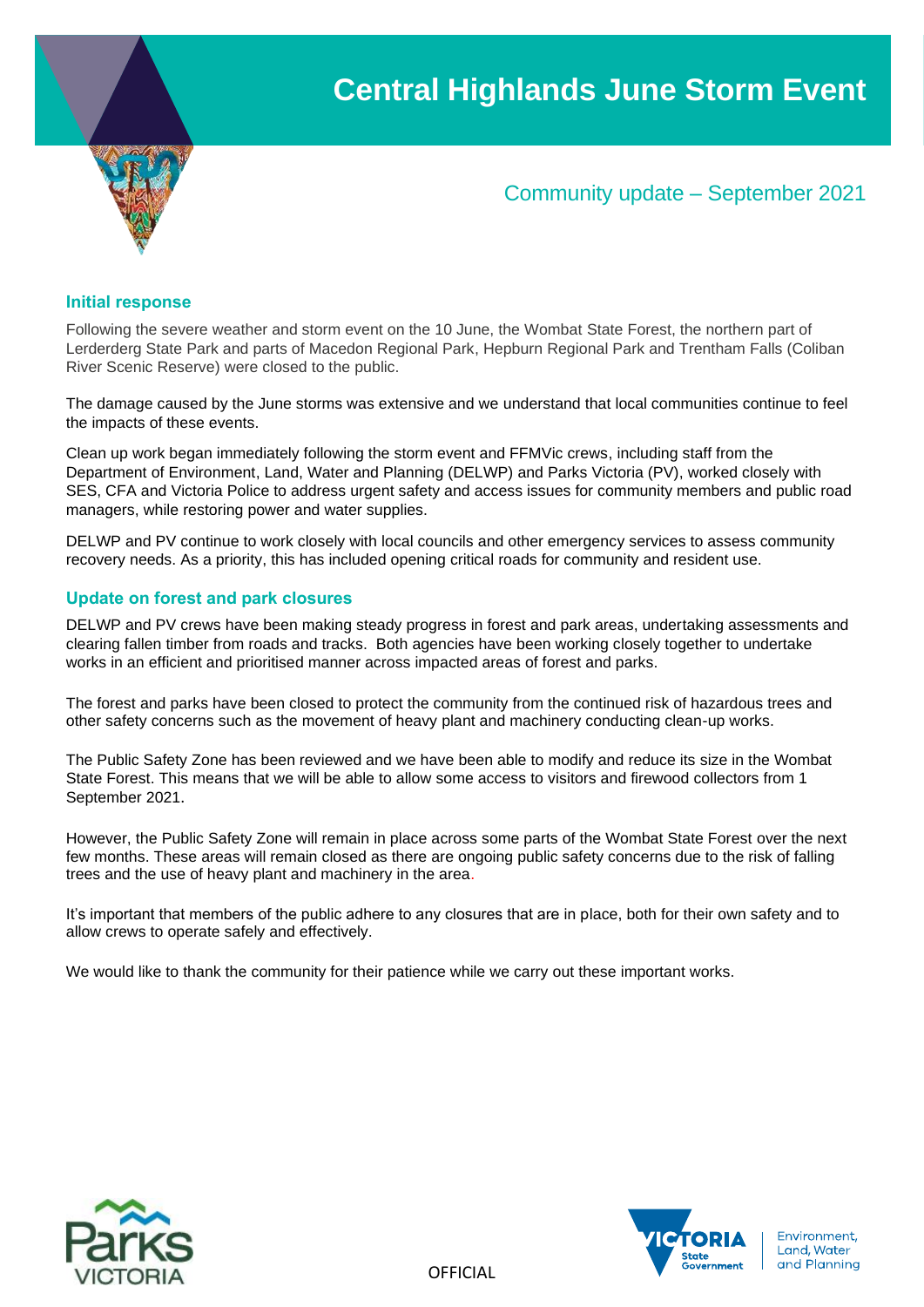# Central Highlands June Storm Event

## Community update – September 2021

### Initial response

Following the severe weather and storm event on the 10 June, the Wombat State Forest, the northern part of Lerderderg State Park and parts of Macedon Regional Park, Hepburn Regional Park and Trentham Falls (Coliban River Scenic Reserve) were closed to the public.

The damage caused by the June storms was extensive and we understand that local communities continue to feel the impacts of these events.

Clean up work began immediately following the storm event and FFMVic crews, including staff from the Department of Environment, Land, Water and Planning (DELWP) and Parks Victoria (PV), worked closely with SES, CFA and Victoria Police to address urgent safety and access issues for community members and public road managers, while restoring power and water supplies.

DELWP and PV continue to work closely with local councils and other emergency services to assess community recovery needs. As a priority, this has included opening critical roads for community and resident use.

### Update on forest and park closures

DELWP and PV crews have been making steady progress in forest and park areas, undertaking assessments and clearing fallen timber from roads and tracks. Both agencies have been working closely together to undertake works in an efficient and prioritised manner across impacted areas of forest and parks.

The forest and parks have been closed to protect the community from the continued risk of hazardous trees and other safety concerns such as the movement of heavy plant and machinery conducting clean-up works.

The Public Safety Zone has been reviewed and we have been able to modify and reduce its size in the Wombat State Forest. This means that we will be able to allow some access to visitors and firewood collectors from 1 September 2021.

However, the Public Safety Zone will remain in place across some parts of the Wombat State Forest over the next few months. These areas will remain closed as there are ongoing public safety concerns due to the risk of falling trees and the use of heavy plant and machinery in the area.

It's important that members of the public adhere to any closures that are in place, both for their own safety and to allow crews to operate safely and effectively.

We would like to thank the community for their patience while we carry out these important works.

OFFICIAL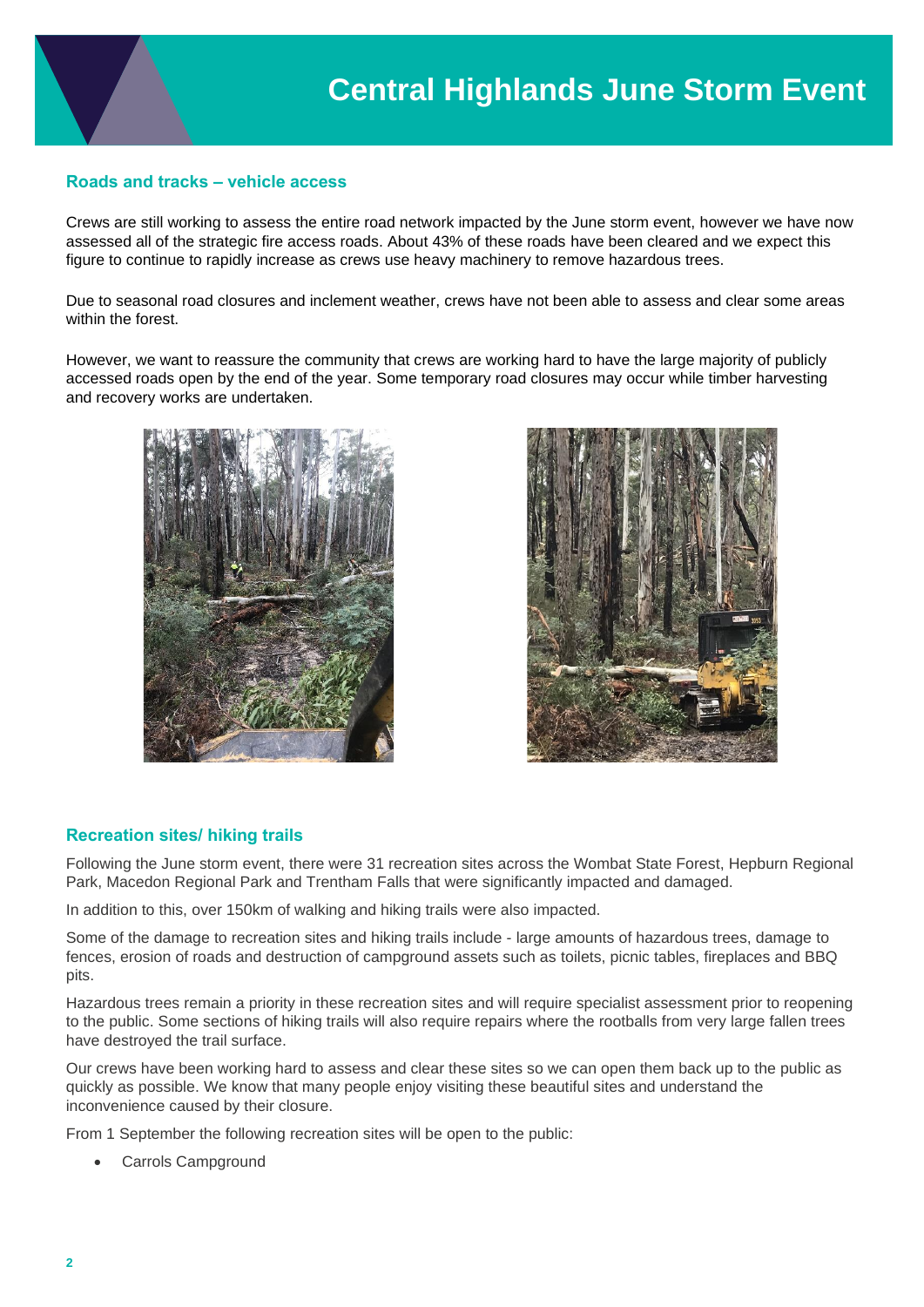# Central Highlands June Storm Event

## Roads and tracks – vehicle access

Crews are still working to assess the entire road network impacted by the June storm event, however we have now assessed all of the strategic fire access roads. About 43% of these roads have been cleared and we expect this figure to continue to rapidly increase as crews use heavy machinery to remove hazardous trees.

Due to seasonal road closures and inclement weather, crews have not been able to assess and clear some areas within the forest.

However, we want to reassure the community that crews are working hard to have the large majority of publicly accessed roads open by the end of the year. Some temporary road closures may occur while timber harvesting and recovery works are undertaken.

## Recreation sites/ hiking trails

Following the June storm event, there were 31 recreation sites across the Wombat State Forest, Hepburn Regional Park, Macedon Regional Park and Trentham Falls that were significantly impacted and damaged.

In addition to this, over 150km of walking and hiking trails were also impacted.

Some of the damage to recreation sites and hiking trails include - large amounts of hazardous trees, damage to fences, erosion of roads and destruction of campground assets such as toilets, picnic tables, fireplaces and BBQ pits.

Hazardous trees remain a priority in these recreation sites and will require specialist assessment prior to reopening to the public. Some sections of hiking trails will also require repairs where the rootballs from very large fallen trees have destroyed the trail surface.

Our crews have been working hard to assess and clear these sites so we can open them back up to the public as quickly as possible. We know that many people enjoy visiting these beautiful sites and understand the inconvenience caused by their closure.

From 1 September the following recreation sites will be open to the public:

- Carrols Campground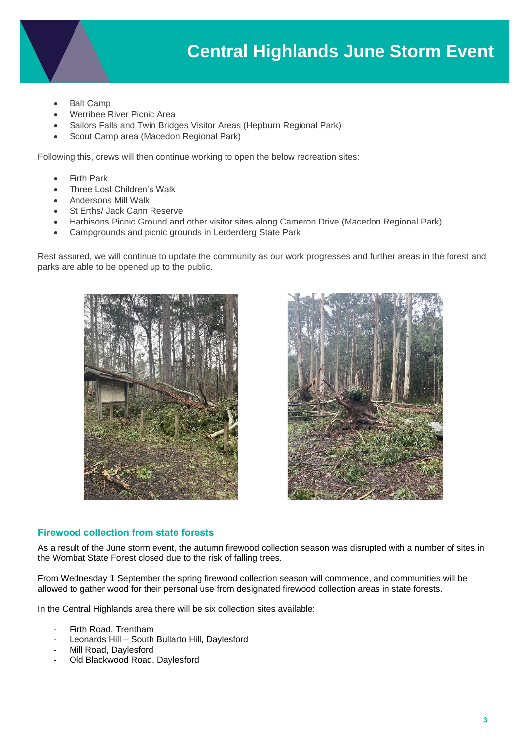- Balt Camp
- Werribee River Picnic Area
- Sailors Falls and Twin Bridges Visitor Areas (Hepburn Regional Park)
- Scout Camp area (Macedon Regional Park)

Following this, crews will then continue working to open the below recreation sites:

- Firth Park
- Three Lost Children's Walk
- Andersons Mill Walk
- St Erths/ Jack Cann Reserve
- Harbisons Picnic Ground and other visitor sites along Cameron Drive (Macedon Regional Park)
- Campgrounds and picnic grounds in Lerderderg State Park

Rest assured, we will continue to update the community as our work progresses and further areas in the forest and parks are able to be opened up to the public.

### Firewood collection from state forests

As a result of the June storm event, the autumn firewood collection season was disrupted with a number of sites in the Wombat State Forest closed due to the risk of falling trees.

From Wednesday 1 September the spring firewood collection season will commence, and communities will be allowed to gather wood for their personal use from designated firewood collection areas in state forests.

In the Central Highlands area there will be six collection sites available:

- Firth Road, Trentham
- Leonards Hill – South Bullarto Hill, Daylesford
- Mill Road, Daylesford
- Old Blackwood Road, Daylesford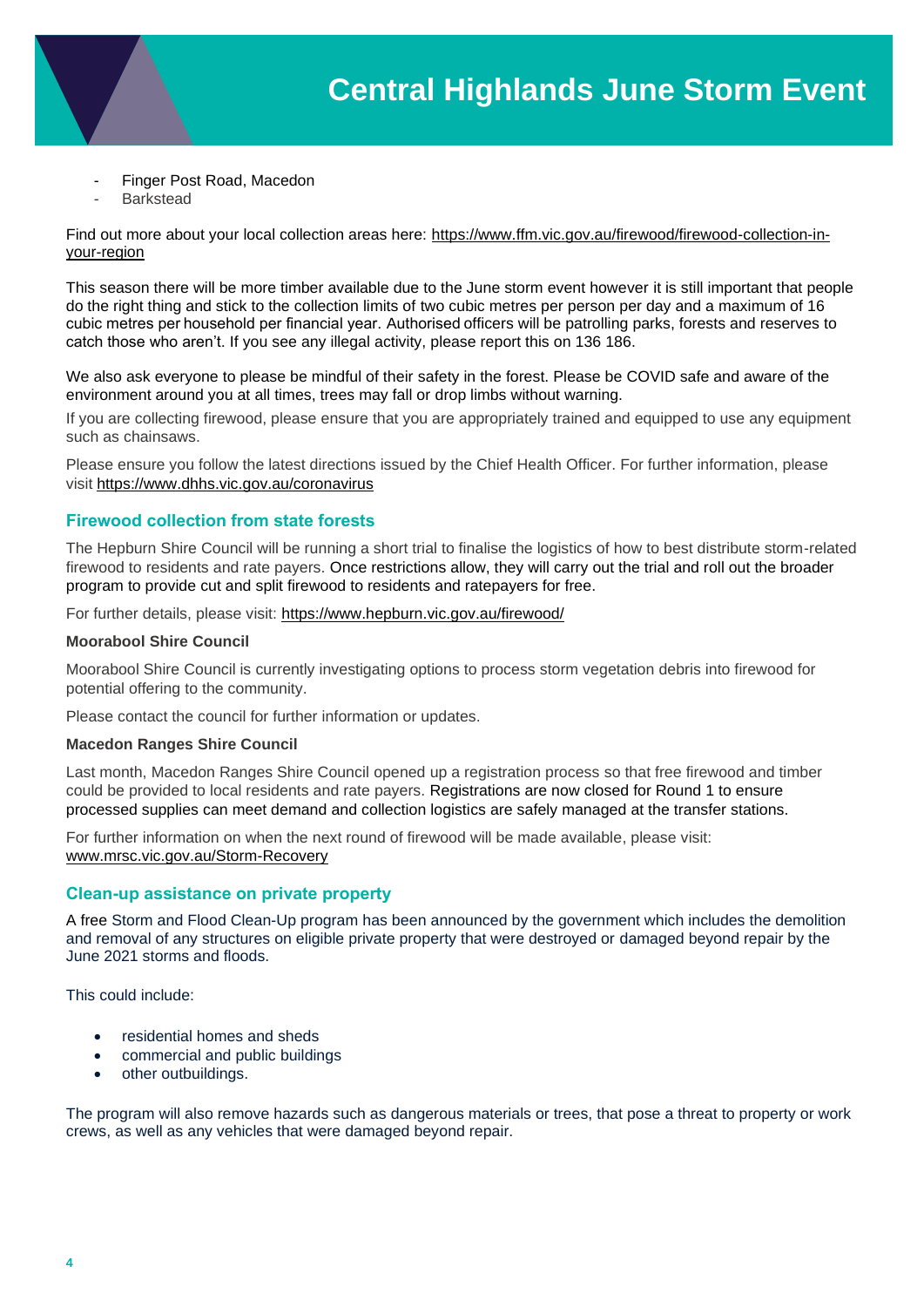- Finger Post Road, Macedon
- Barkstead

Find out more about your local collection areas here: [https://www.ffm.vic.gov.au/firewood/firewood-collection-in-your-region](https://www.ffm.vic.gov.au/firewood/firewood-collection-in-your-region)

This season there will be more timber available due to the June storm event however it is still important that people do the right thing and stick to the collection limits of two cubic metres per person per day and a maximum of 16 cubic metres per household per financial year. Authorised officers will be patrolling parks, forests and reserves to catch those who aren't. If you see any illegal activity, please report this on 136 186.

We also ask everyone to please be mindful of their safety in the forest. Please be COVID safe and aware of the environment around you at all times, trees may fall or drop limbs without warning.

If you are collecting firewood, please ensure that you are appropriately trained and equipped to use any equipment such as chainsaws.

Please ensure you follow the latest directions issued by the Chief Health Officer. For further information, please visit [https://www.dhhs.vic.gov.au/coronavirus](https://www.dhhs.vic.gov.au/coronavirus)

## Firewood collection from state forests

The Hepburn Shire Council will be running a short trial to finalise the logistics of how to best distribute storm-related firewood to residents and rate payers. Once restrictions allow, they will carry out the trial and roll out the broader program to provide cut and split firewood to residents and ratepayers for free.

For further details, please visit: [https://www.hepburn.vic.gov.au/firewood/](https://www.hepburn.vic.gov.au/firewood/)

**Moorabool Shire Council**

Moorabool Shire Council is currently investigating options to process storm vegetation debris into firewood for potential offering to the community.

Please contact the council for further information or updates.

**Macedon Ranges Shire Council**

Last month, Macedon Ranges Shire Council opened up a registration process so that free firewood and timber could be provided to local residents and rate payers. Registrations are now closed for Round 1 to ensure processed supplies can meet demand and collection logistics are safely managed at the transfer stations.

For further information on when the next round of firewood will be made available, please visit: [www.mrsc.vic.gov.au/Storm-Recovery](www.mrsc.vic.gov.au/Storm-Recovery)

## Clean-up assistance on private property

A free Storm and Flood Clean-Up program has been announced by the government which includes the demolition and removal of any structures on eligible private property that were destroyed or damaged beyond repair by the June 2021 storms and floods.

This could include:

- residential homes and sheds
- commercial and public buildings
- other outbuildings.

The program will also remove hazards such as dangerous materials or trees, that pose a threat to property or work crews, as well as any vehicles that were damaged beyond repair.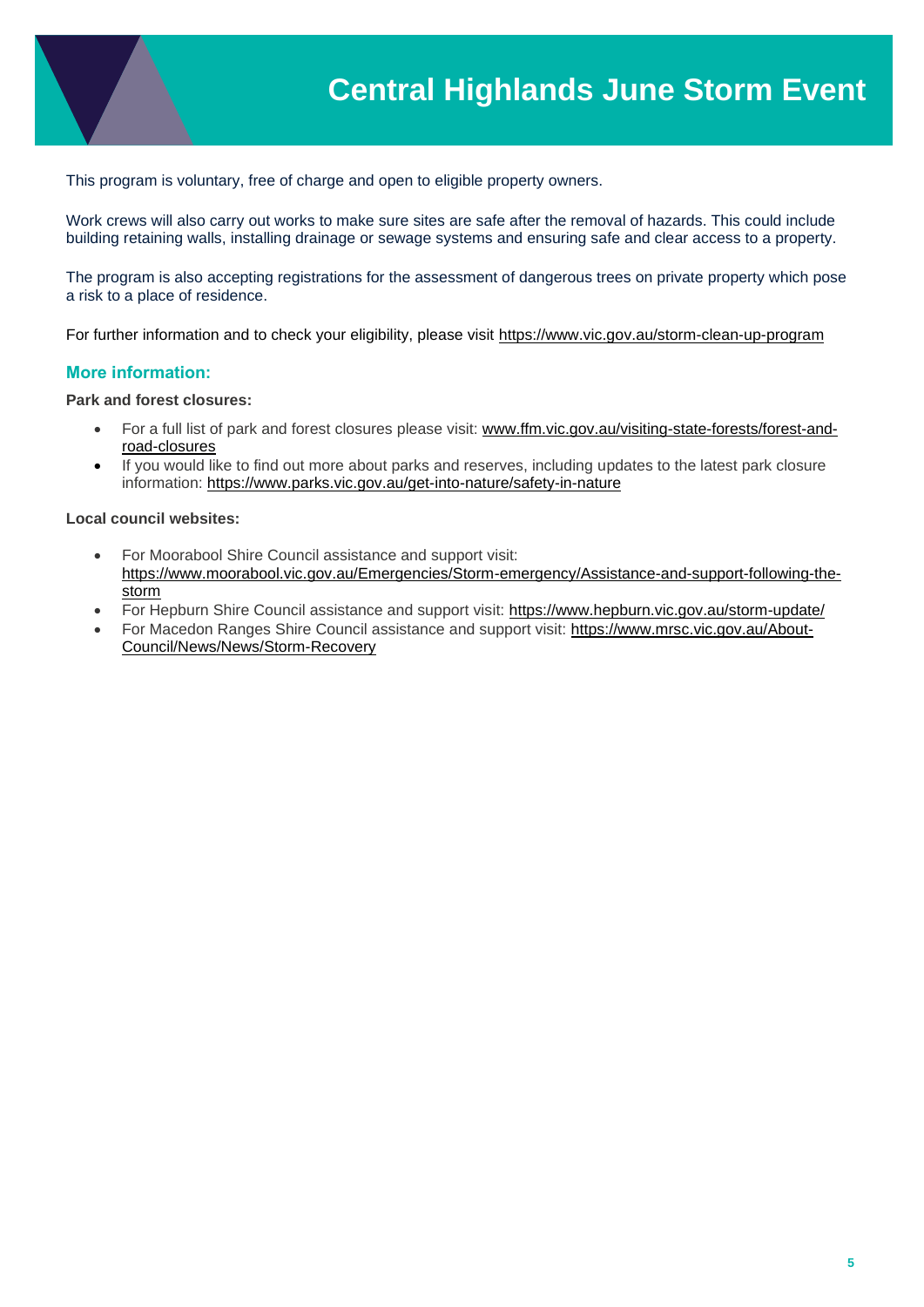This program is voluntary, free of charge and open to eligible property owners.

Work crews will also carry out works to make sure sites are safe after the removal of hazards. This could include building retaining walls, installing drainage or sewage systems and ensuring safe and clear access to a property.

The program is also accepting registrations for the assessment of dangerous trees on private property which pose a risk to a place of residence.

For further information and to check your eligibility, please visit https://www.vic.gov.au/storm-clean-up-program

## More information:

**Park and forest closures:**

- For a full list of park and forest closures please visit: www.ffm.vic.gov.au/visiting-state-forests/forest-and-road-closures
- If you would like to find out more about parks and reserves, including updates to the latest park closure information: https://www.parks.vic.gov.au/get-into-nature/safety-in-nature

**Local council websites:**

- For Moorabool Shire Council assistance and support visit: https://www.moorabool.vic.gov.au/Emergencies/Storm-emergency/Assistance-and-support-following-the-storm
- For Hepburn Shire Council assistance and support visit: https://www.hepburn.vic.gov.au/storm-update/
- For Macedon Ranges Shire Council assistance and support visit: https://www.mrsc.vic.gov.au/About-Council/News/News/Storm-Recovery